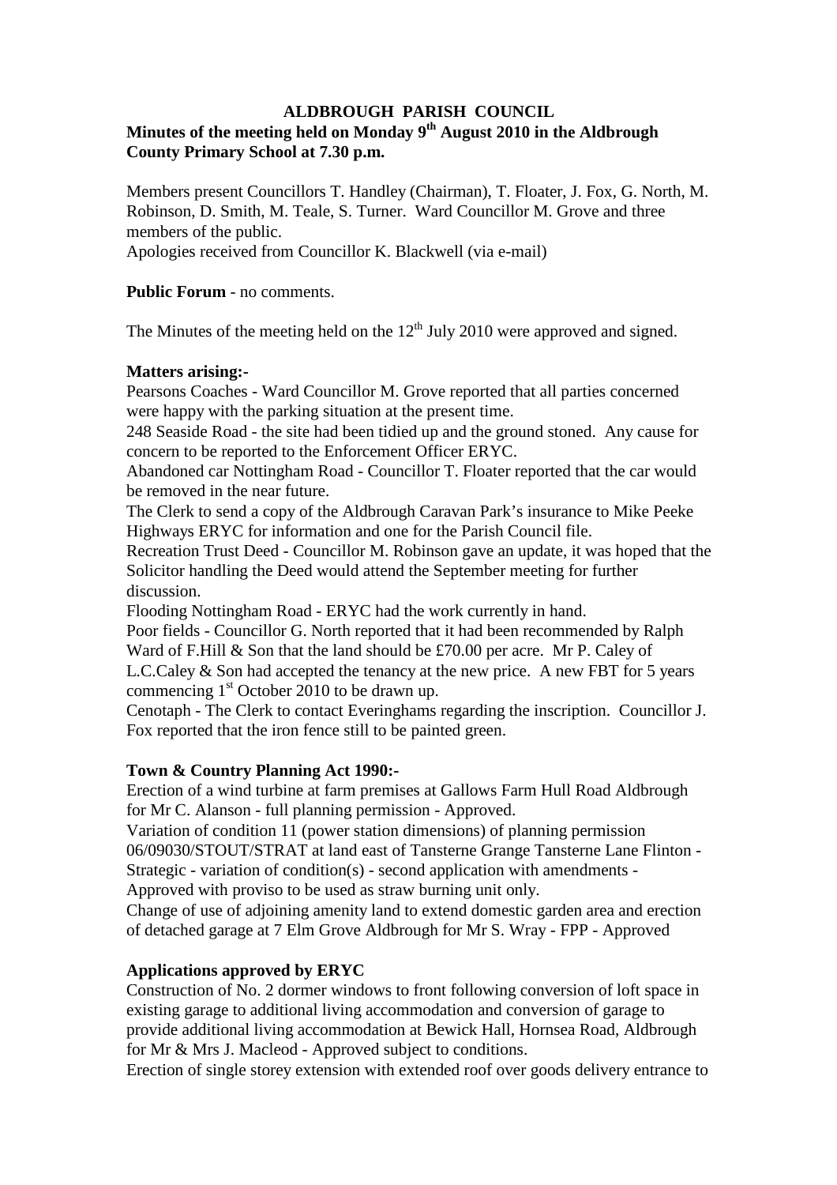# ALDBROUGH PARISH COUNCIL

## Minutes of the meeting held on Monday 9th August 2010 in the Aldbrough County Primary School at 7.30 p.m.

Members present Councillors T. Handley (Chairman), T. Floater, J. Fox, G. North, M. Robinson, D. Smith, M. Teale, S. Turner. Ward Councillor M. Grove and three members of the public.
Apologies received from Councillor K. Blackwell (via e-mail)

**Public Forum** - no comments.

The Minutes of the meeting held on the 12th July 2010 were approved and signed.

**Matters arising:-**

Pearsons Coaches - Ward Councillor M. Grove reported that all parties concerned were happy with the parking situation at the present time.
248 Seaside Road - the site had been tidied up and the ground stoned. Any cause for concern to be reported to the Enforcement Officer ERYC.
Abandoned car Nottingham Road - Councillor T. Floater reported that the car would be removed in the near future.
The Clerk to send a copy of the Aldbrough Caravan Park's insurance to Mike Peeke Highways ERYC for information and one for the Parish Council file.
Recreation Trust Deed - Councillor M. Robinson gave an update, it was hoped that the Solicitor handling the Deed would attend the September meeting for further discussion.
Flooding Nottingham Road - ERYC had the work currently in hand.
Poor fields - Councillor G. North reported that it had been recommended by Ralph Ward of F.Hill & Son that the land should be £70.00 per acre. Mr P. Caley of L.C.Caley & Son had accepted the tenancy at the new price. A new FBT for 5 years commencing 1st October 2010 to be drawn up.
Cenotaph - The Clerk to contact Everinghams regarding the inscription. Councillor J. Fox reported that the iron fence still to be painted green.

**Town & Country Planning Act 1990:-**

Erection of a wind turbine at farm premises at Gallows Farm Hull Road Aldbrough for Mr C. Alanson - full planning permission - Approved.
Variation of condition 11 (power station dimensions) of planning permission 06/09030/STOUT/STRAT at land east of Tansterne Grange Tansterne Lane Flinton - Strategic - variation of condition(s) - second application with amendments - Approved with proviso to be used as straw burning unit only.
Change of use of adjoining amenity land to extend domestic garden area and erection of detached garage at 7 Elm Grove Aldbrough for Mr S. Wray - FPP - Approved

**Applications approved by ERYC**

Construction of No. 2 dormer windows to front following conversion of loft space in existing garage to additional living accommodation and conversion of garage to provide additional living accommodation at Bewick Hall, Hornsea Road, Aldbrough for Mr & Mrs J. Macleod - Approved subject to conditions.
Erection of single storey extension with extended roof over goods delivery entrance to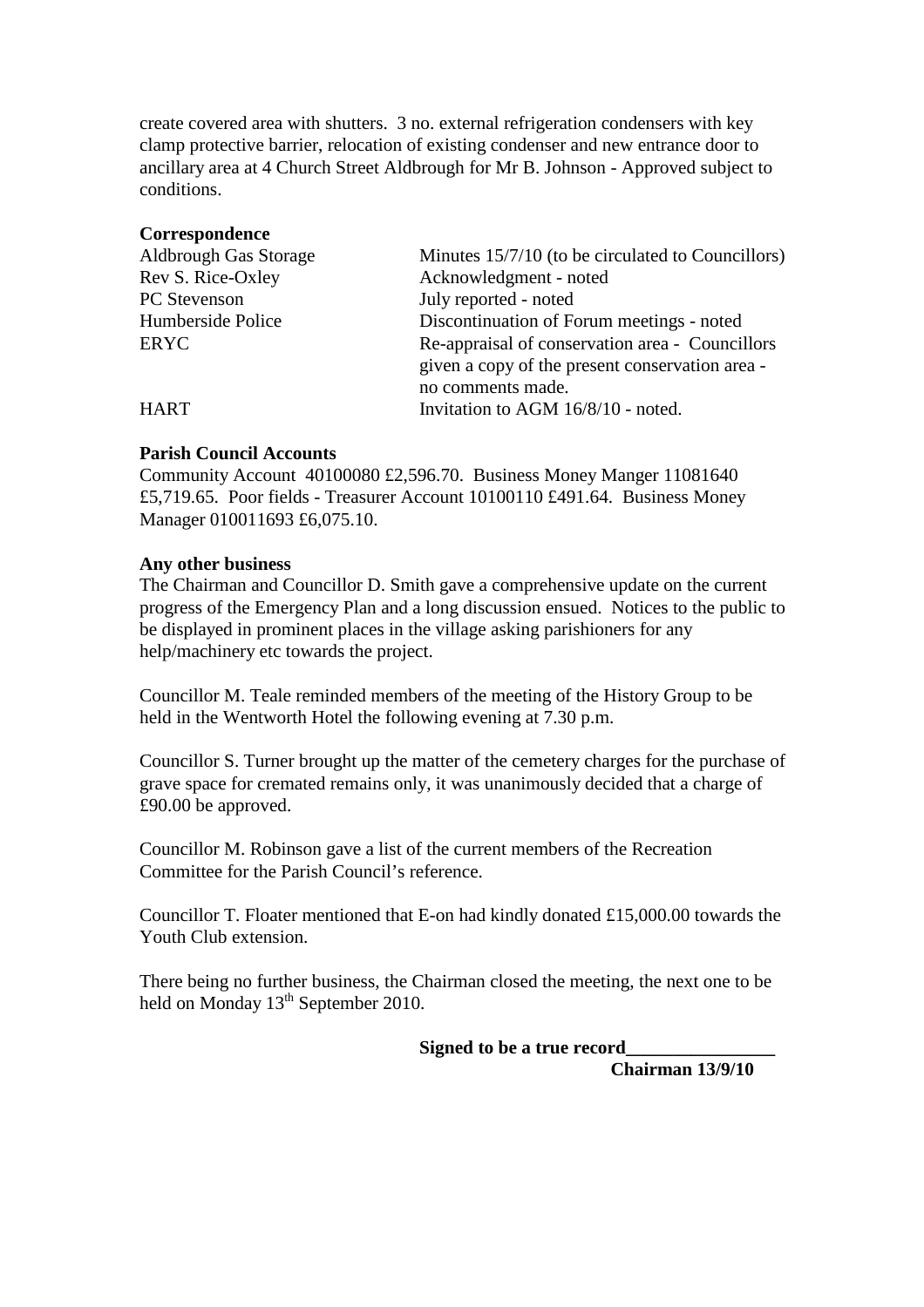create covered area with shutters. 3 no. external refrigeration condensers with key clamp protective barrier, relocation of existing condenser and new entrance door to ancillary area at 4 Church Street Aldbrough for Mr B. Johnson - Approved subject to conditions.

**Correspondence**

| | |
|---|---|
| Aldbrough Gas Storage | Minutes 15/7/10 (to be circulated to Councillors) |
| Rev S. Rice-Oxley | Acknowledgment - noted |
| PC Stevenson | July reported - noted |
| Humberside Police | Discontinuation of Forum meetings - noted |
| ERYC | Re-appraisal of conservation area - Councillors given a copy of the present conservation area - no comments made. |
| HART | Invitation to AGM 16/8/10 - noted. |

**Parish Council Accounts**

Community Account 40100080 £2,596.70. Business Money Manger 11081640 £5,719.65. Poor fields - Treasurer Account 10100110 £491.64. Business Money Manager 010011693 £6,075.10.

**Any other business**

The Chairman and Councillor D. Smith gave a comprehensive update on the current progress of the Emergency Plan and a long discussion ensued. Notices to the public to be displayed in prominent places in the village asking parishioners for any help/machinery etc towards the project.

Councillor M. Teale reminded members of the meeting of the History Group to be held in the Wentworth Hotel the following evening at 7.30 p.m.

Councillor S. Turner brought up the matter of the cemetery charges for the purchase of grave space for cremated remains only, it was unanimously decided that a charge of £90.00 be approved.

Councillor M. Robinson gave a list of the current members of the Recreation Committee for the Parish Council's reference.

Councillor T. Floater mentioned that E-on had kindly donated £15,000.00 towards the Youth Club extension.

There being no further business, the Chairman closed the meeting, the next one to be held on Monday 13th September 2010.

**Signed to be a true record________________**
**Chairman 13/9/10**